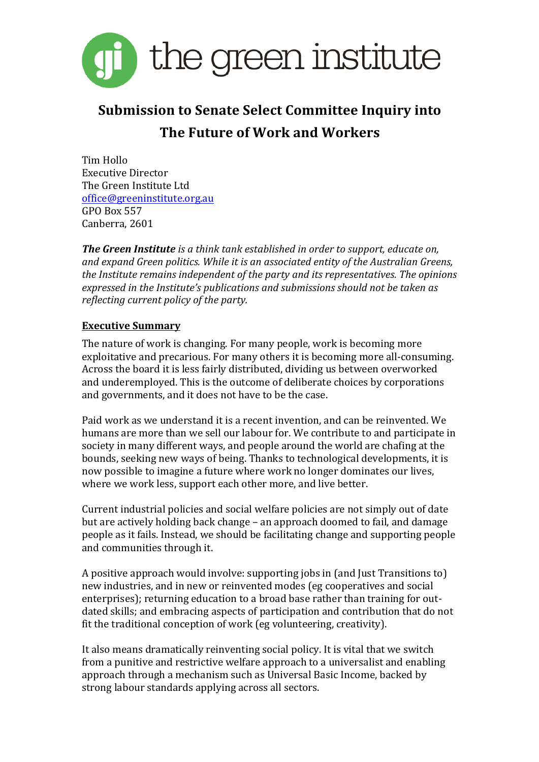the green institute

# Submission to Senate Select Committee Inquiry into The Future of Work and Workers

Tim Hollo
Executive Director
The Green Institute Ltd
office@greeninstitute.org.au
GPO Box 557
Canberra, 2601

***The Green Institute*** *is a think tank established in order to support, educate on, and expand Green politics. While it is an associated entity of the Australian Greens, the Institute remains independent of the party and its representatives. The opinions expressed in the Institute's publications and submissions should not be taken as reflecting current policy of the party.*

## Executive Summary

The nature of work is changing. For many people, work is becoming more exploitative and precarious. For many others it is becoming more all-consuming. Across the board it is less fairly distributed, dividing us between overworked and underemployed. This is the outcome of deliberate choices by corporations and governments, and it does not have to be the case.

Paid work as we understand it is a recent invention, and can be reinvented. We humans are more than we sell our labour for. We contribute to and participate in society in many different ways, and people around the world are chafing at the bounds, seeking new ways of being. Thanks to technological developments, it is now possible to imagine a future where work no longer dominates our lives, where we work less, support each other more, and live better.

Current industrial policies and social welfare policies are not simply out of date but are actively holding back change – an approach doomed to fail, and damage people as it fails. Instead, we should be facilitating change and supporting people and communities through it.

A positive approach would involve: supporting jobs in (and Just Transitions to) new industries, and in new or reinvented modes (eg cooperatives and social enterprises); returning education to a broad base rather than training for out-dated skills; and embracing aspects of participation and contribution that do not fit the traditional conception of work (eg volunteering, creativity).

It also means dramatically reinventing social policy. It is vital that we switch from a punitive and restrictive welfare approach to a universalist and enabling approach through a mechanism such as Universal Basic Income, backed by strong labour standards applying across all sectors.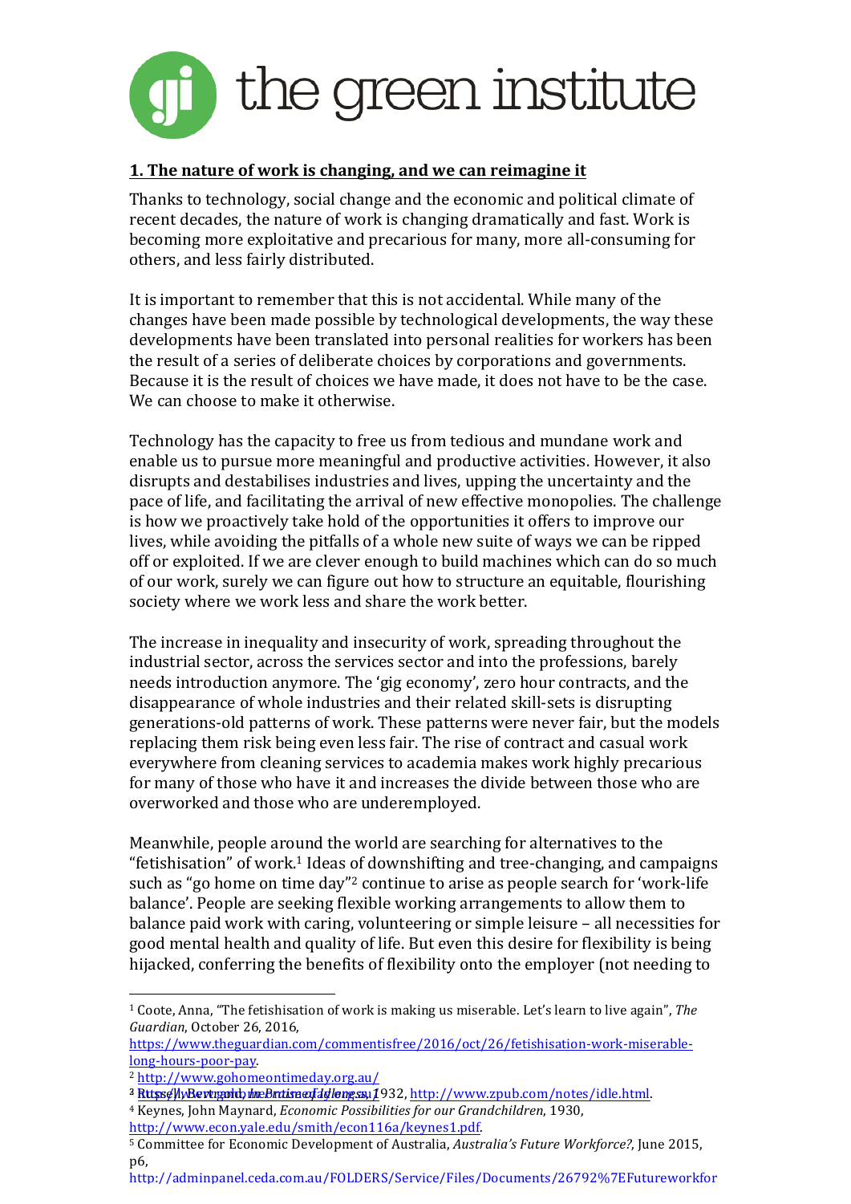## 1. The nature of work is changing, and we can reimagine it

Thanks to technology, social change and the economic and political climate of recent decades, the nature of work is changing dramatically and fast. Work is becoming more exploitative and precarious for many, more all-consuming for others, and less fairly distributed.

It is important to remember that this is not accidental. While many of the changes have been made possible by technological developments, the way these developments have been translated into personal realities for workers has been the result of a series of deliberate choices by corporations and governments. Because it is the result of choices we have made, it does not have to be the case. We can choose to make it otherwise.

Technology has the capacity to free us from tedious and mundane work and enable us to pursue more meaningful and productive activities. However, it also disrupts and destabilises industries and lives, upping the uncertainty and the pace of life, and facilitating the arrival of new effective monopolies. The challenge is how we proactively take hold of the opportunities it offers to improve our lives, while avoiding the pitfalls of a whole new suite of ways we can be ripped off or exploited. If we are clever enough to build machines which can do so much of our work, surely we can figure out how to structure an equitable, flourishing society where we work less and share the work better.

The increase in inequality and insecurity of work, spreading throughout the industrial sector, across the services sector and into the professions, barely needs introduction anymore. The 'gig economy', zero hour contracts, and the disappearance of whole industries and their related skill-sets is disrupting generations-old patterns of work. These patterns were never fair, but the models replacing them risk being even less fair. The rise of contract and casual work everywhere from cleaning services to academia makes work highly precarious for many of those who have it and increases the divide between those who are overworked and those who are underemployed.

Meanwhile, people around the world are searching for alternatives to the "fetishisation" of work.[1] Ideas of downshifting and tree-changing, and campaigns such as "go home on time day"[2] continue to arise as people search for 'work-life balance'. People are seeking flexible working arrangements to allow them to balance paid work with caring, volunteering or simple leisure – all necessities for good mental health and quality of life. But even this desire for flexibility is being hijacked, conferring the benefits of flexibility onto the employer (not needing to

---

[1] Coote, Anna, "The fetishisation of work is making us miserable. Let's learn to live again", *The Guardian*, October 26, 2016, https://www.theguardian.com/commentisfree/2016/oct/26/fetishisation-work-miserable-long-hours-poor-pay.

[2] http://www.gohomeontimeday.org.au/

[3] Russell, Bertrand, *In Praise of Idleness*, 1932, http://www.zpub.com/notes/idle.html.

[4] Keynes, John Maynard, *Economic Possibilities for our Grandchildren*, 1930, http://www.econ.yale.edu/smith/econ116a/keynes1.pdf.

[5] Committee for Economic Development of Australia, *Australia's Future Workforce?*, June 2015, p6, http://adminpanel.ceda.com.au/FOLDERS/Service/Files/Documents/26792%7EFutureworkfor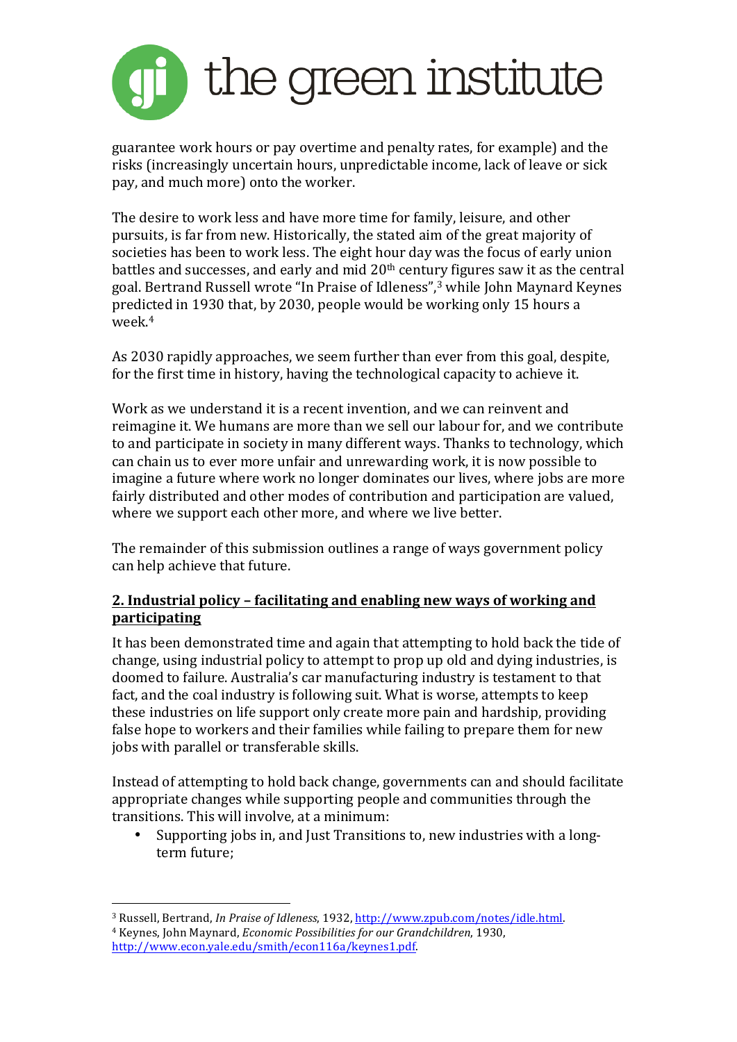guarantee work hours or pay overtime and penalty rates, for example) and the risks (increasingly uncertain hours, unpredictable income, lack of leave or sick pay, and much more) onto the worker.

The desire to work less and have more time for family, leisure, and other pursuits, is far from new. Historically, the stated aim of the great majority of societies has been to work less. The eight hour day was the focus of early union battles and successes, and early and mid 20th century figures saw it as the central goal. Bertrand Russell wrote "In Praise of Idleness",[3] while John Maynard Keynes predicted in 1930 that, by 2030, people would be working only 15 hours a week.[4]

As 2030 rapidly approaches, we seem further than ever from this goal, despite, for the first time in history, having the technological capacity to achieve it.

Work as we understand it is a recent invention, and we can reinvent and reimagine it. We humans are more than we sell our labour for, and we contribute to and participate in society in many different ways. Thanks to technology, which can chain us to ever more unfair and unrewarding work, it is now possible to imagine a future where work no longer dominates our lives, where jobs are more fairly distributed and other modes of contribution and participation are valued, where we support each other more, and where we live better.

The remainder of this submission outlines a range of ways government policy can help achieve that future.

## 2. Industrial policy – facilitating and enabling new ways of working and participating

It has been demonstrated time and again that attempting to hold back the tide of change, using industrial policy to attempt to prop up old and dying industries, is doomed to failure. Australia's car manufacturing industry is testament to that fact, and the coal industry is following suit. What is worse, attempts to keep these industries on life support only create more pain and hardship, providing false hope to workers and their families while failing to prepare them for new jobs with parallel or transferable skills.

Instead of attempting to hold back change, governments can and should facilitate appropriate changes while supporting people and communities through the transitions. This will involve, at a minimum:

- Supporting jobs in, and Just Transitions to, new industries with a long-term future;

---

[3] Russell, Bertrand, *In Praise of Idleness*, 1932, http://www.zpub.com/notes/idle.html.

[4] Keynes, John Maynard, *Economic Possibilities for our Grandchildren*, 1930, http://www.econ.yale.edu/smith/econ116a/keynes1.pdf.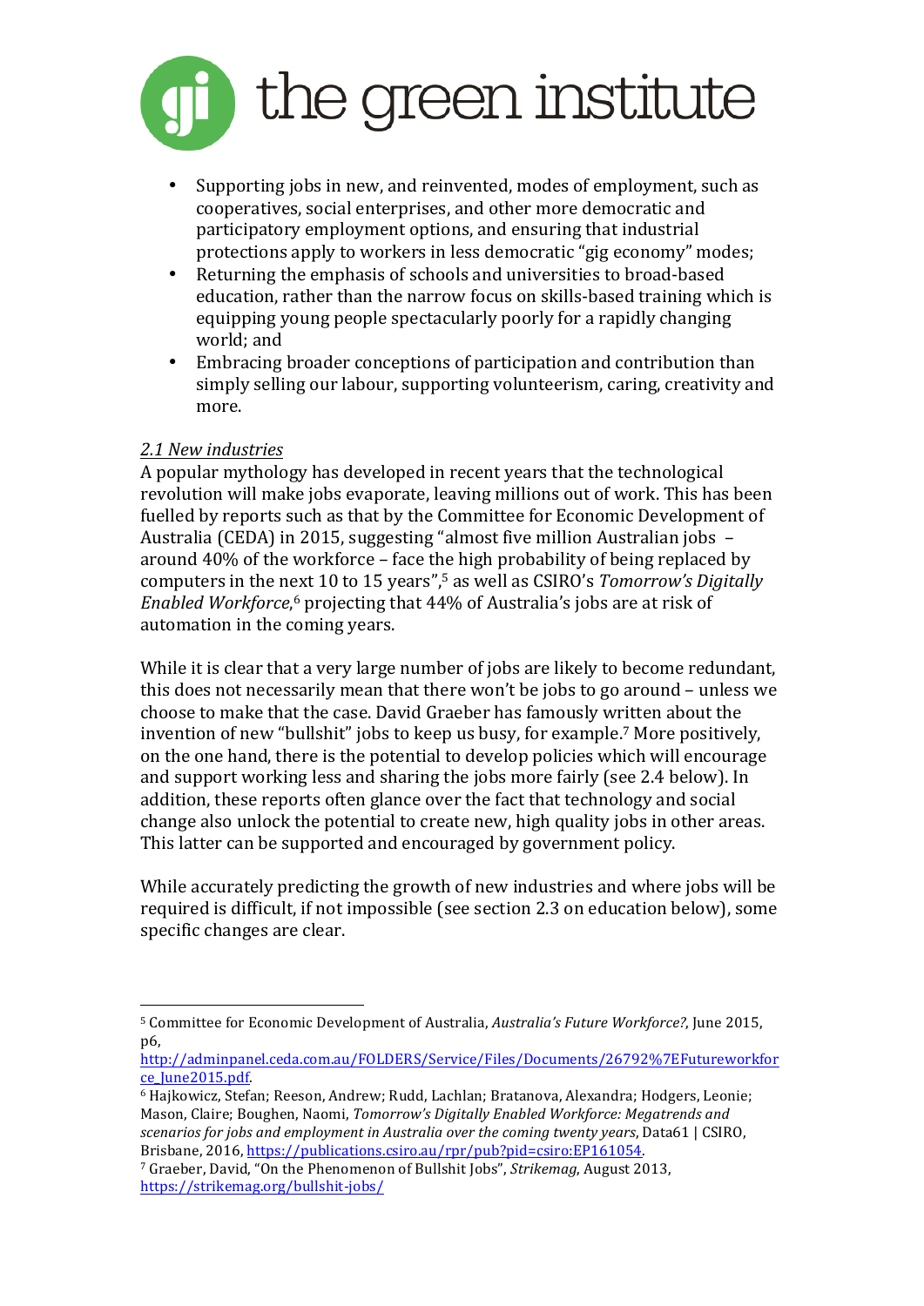- Supporting jobs in new, and reinvented, modes of employment, such as cooperatives, social enterprises, and other more democratic and participatory employment options, and ensuring that industrial protections apply to workers in less democratic "gig economy" modes;
- Returning the emphasis of schools and universities to broad-based education, rather than the narrow focus on skills-based training which is equipping young people spectacularly poorly for a rapidly changing world; and
- Embracing broader conceptions of participation and contribution than simply selling our labour, supporting volunteerism, caring, creativity and more.

### *2.1 New industries*

A popular mythology has developed in recent years that the technological revolution will make jobs evaporate, leaving millions out of work. This has been fuelled by reports such as that by the Committee for Economic Development of Australia (CEDA) in 2015, suggesting "almost five million Australian jobs – around 40% of the workforce – face the high probability of being replaced by computers in the next 10 to 15 years",[5] as well as CSIRO's *Tomorrow's Digitally Enabled Workforce*,[6] projecting that 44% of Australia's jobs are at risk of automation in the coming years.

While it is clear that a very large number of jobs are likely to become redundant, this does not necessarily mean that there won't be jobs to go around – unless we choose to make that the case. David Graeber has famously written about the invention of new "bullshit" jobs to keep us busy, for example.[7] More positively, on the one hand, there is the potential to develop policies which will encourage and support working less and sharing the jobs more fairly (see 2.4 below). In addition, these reports often glance over the fact that technology and social change also unlock the potential to create new, high quality jobs in other areas. This latter can be supported and encouraged by government policy.

While accurately predicting the growth of new industries and where jobs will be required is difficult, if not impossible (see section 2.3 on education below), some specific changes are clear.

---

[5] Committee for Economic Development of Australia, *Australia's Future Workforce?*, June 2015, p6, http://adminpanel.ceda.com.au/FOLDERS/Service/Files/Documents/26792%7EFutureworkforce_June2015.pdf.

[6] Hajkowicz, Stefan; Reeson, Andrew; Rudd, Lachlan; Bratanova, Alexandra; Hodgers, Leonie; Mason, Claire; Boughen, Naomi, *Tomorrow's Digitally Enabled Workforce: Megatrends and scenarios for jobs and employment in Australia over the coming twenty years*, Data61 | CSIRO, Brisbane, 2016, https://publications.csiro.au/rpr/pub?pid=csiro:EP161054.

[7] Graeber, David, "On the Phenomenon of Bullshit Jobs", *Strikemag*, August 2013, https://strikemag.org/bullshit-jobs/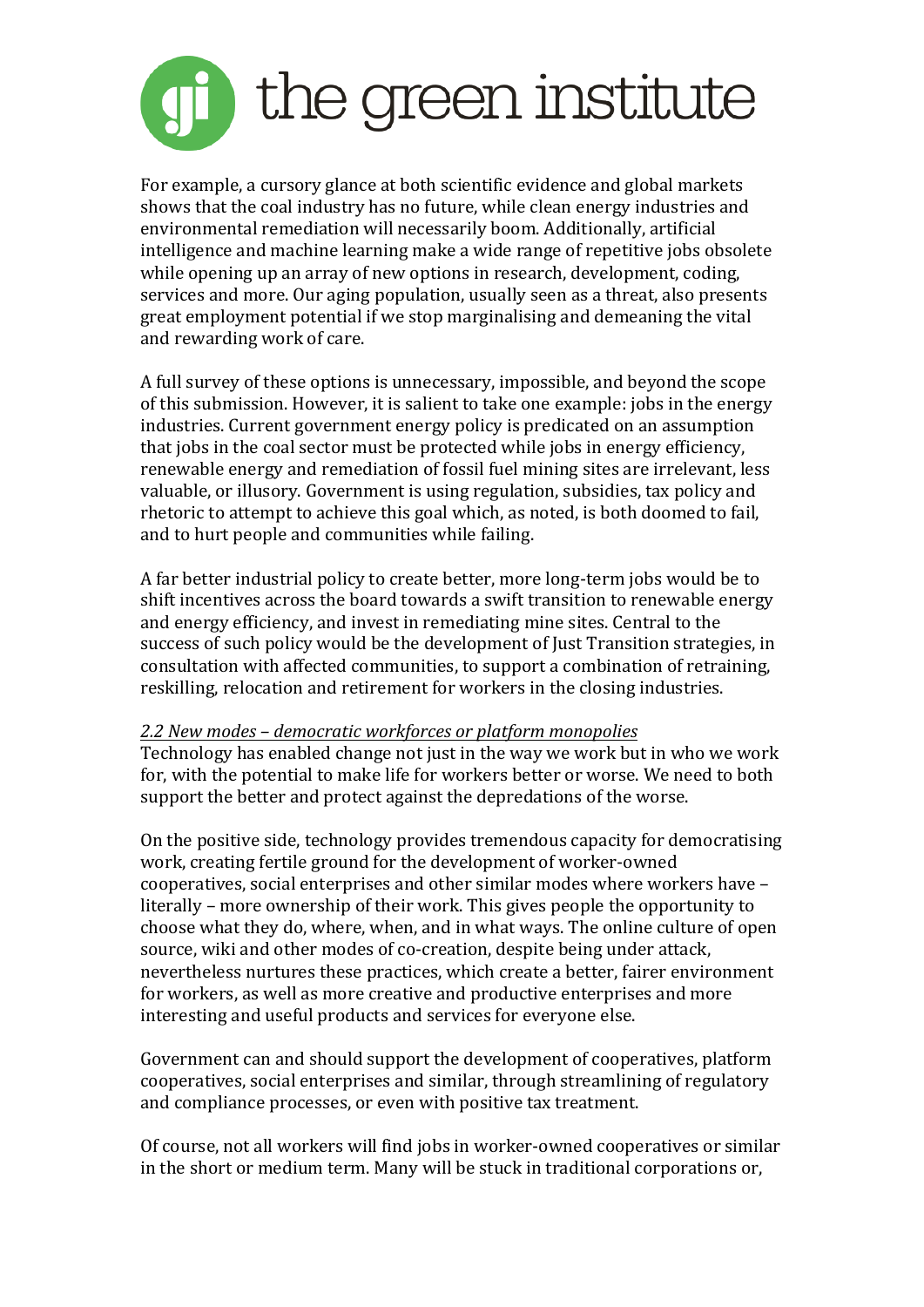For example, a cursory glance at both scientific evidence and global markets shows that the coal industry has no future, while clean energy industries and environmental remediation will necessarily boom. Additionally, artificial intelligence and machine learning make a wide range of repetitive jobs obsolete while opening up an array of new options in research, development, coding, services and more. Our aging population, usually seen as a threat, also presents great employment potential if we stop marginalising and demeaning the vital and rewarding work of care.

A full survey of these options is unnecessary, impossible, and beyond the scope of this submission. However, it is salient to take one example: jobs in the energy industries. Current government energy policy is predicated on an assumption that jobs in the coal sector must be protected while jobs in energy efficiency, renewable energy and remediation of fossil fuel mining sites are irrelevant, less valuable, or illusory. Government is using regulation, subsidies, tax policy and rhetoric to attempt to achieve this goal which, as noted, is both doomed to fail, and to hurt people and communities while failing.

A far better industrial policy to create better, more long-term jobs would be to shift incentives across the board towards a swift transition to renewable energy and energy efficiency, and invest in remediating mine sites. Central to the success of such policy would be the development of Just Transition strategies, in consultation with affected communities, to support a combination of retraining, reskilling, relocation and retirement for workers in the closing industries.

### *2.2 New modes – democratic workforces or platform monopolies*

Technology has enabled change not just in the way we work but in who we work for, with the potential to make life for workers better or worse. We need to both support the better and protect against the depredations of the worse.

On the positive side, technology provides tremendous capacity for democratising work, creating fertile ground for the development of worker-owned cooperatives, social enterprises and other similar modes where workers have – literally – more ownership of their work. This gives people the opportunity to choose what they do, where, when, and in what ways. The online culture of open source, wiki and other modes of co-creation, despite being under attack, nevertheless nurtures these practices, which create a better, fairer environment for workers, as well as more creative and productive enterprises and more interesting and useful products and services for everyone else.

Government can and should support the development of cooperatives, platform cooperatives, social enterprises and similar, through streamlining of regulatory and compliance processes, or even with positive tax treatment.

Of course, not all workers will find jobs in worker-owned cooperatives or similar in the short or medium term. Many will be stuck in traditional corporations or,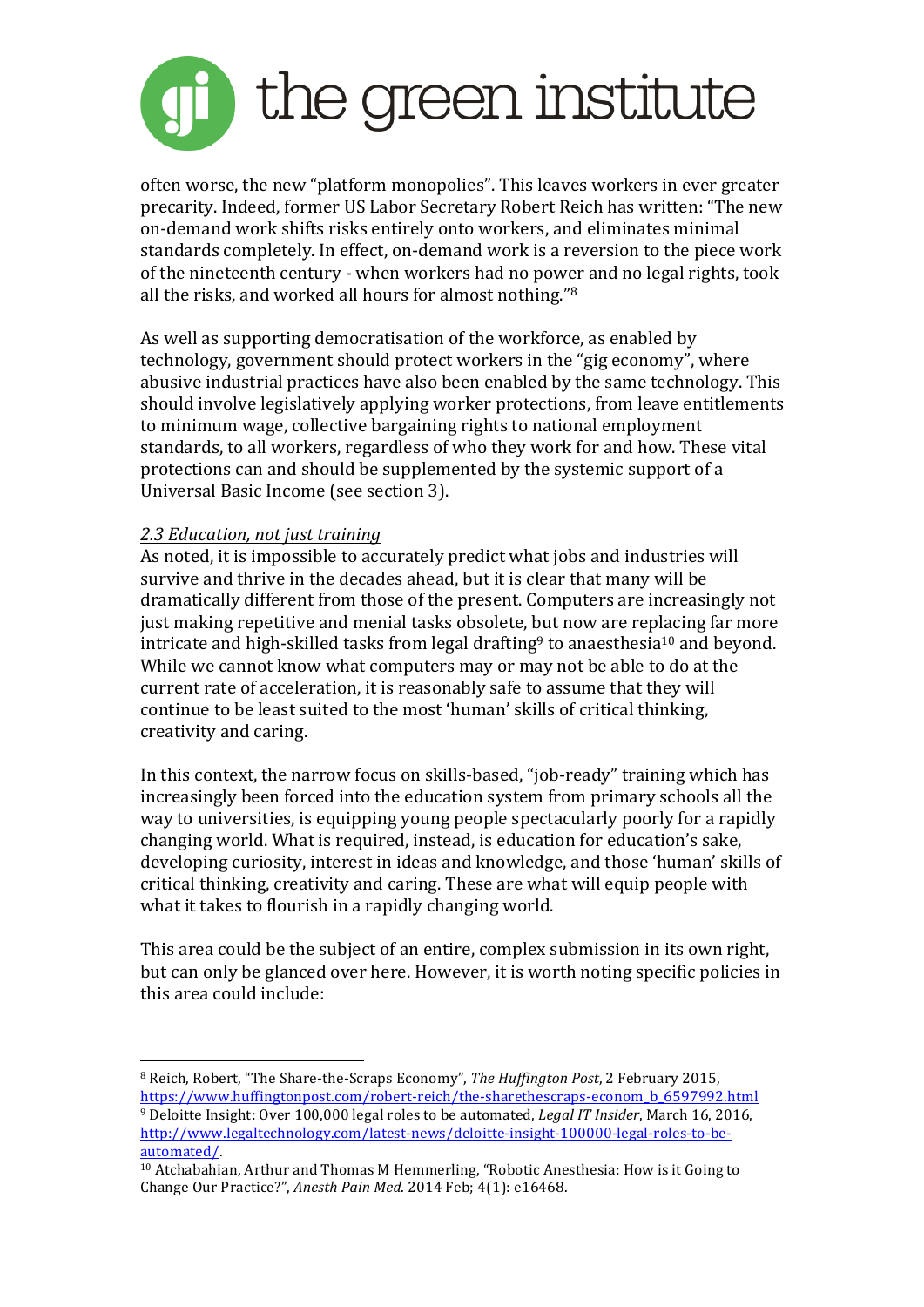often worse, the new "platform monopolies". This leaves workers in ever greater precarity. Indeed, former US Labor Secretary Robert Reich has written: "The new on-demand work shifts risks entirely onto workers, and eliminates minimal standards completely. In effect, on-demand work is a reversion to the piece work of the nineteenth century - when workers had no power and no legal rights, took all the risks, and worked all hours for almost nothing."[8]

As well as supporting democratisation of the workforce, as enabled by technology, government should protect workers in the "gig economy", where abusive industrial practices have also been enabled by the same technology. This should involve legislatively applying worker protections, from leave entitlements to minimum wage, collective bargaining rights to national employment standards, to all workers, regardless of who they work for and how. These vital protections can and should be supplemented by the systemic support of a Universal Basic Income (see section 3).

*2.3 Education, not just training*

As noted, it is impossible to accurately predict what jobs and industries will survive and thrive in the decades ahead, but it is clear that many will be dramatically different from those of the present. Computers are increasingly not just making repetitive and menial tasks obsolete, but now are replacing far more intricate and high-skilled tasks from legal drafting[9] to anaesthesia[10] and beyond. While we cannot know what computers may or may not be able to do at the current rate of acceleration, it is reasonably safe to assume that they will continue to be least suited to the most 'human' skills of critical thinking, creativity and caring.

In this context, the narrow focus on skills-based, "job-ready" training which has increasingly been forced into the education system from primary schools all the way to universities, is equipping young people spectacularly poorly for a rapidly changing world. What is required, instead, is education for education's sake, developing curiosity, interest in ideas and knowledge, and those 'human' skills of critical thinking, creativity and caring. These are what will equip people with what it takes to flourish in a rapidly changing world.

This area could be the subject of an entire, complex submission in its own right, but can only be glanced over here. However, it is worth noting specific policies in this area could include:

---

[8] Reich, Robert, "The Share-the-Scraps Economy", *The Huffington Post*, 2 February 2015, https://www.huffingtonpost.com/robert-reich/the-sharethescraps-econom_b_6597992.html

[9] Deloitte Insight: Over 100,000 legal roles to be automated, *Legal IT Insider*, March 16, 2016, http://www.legaltechnology.com/latest-news/deloitte-insight-100000-legal-roles-to-be-automated/.

[10] Atchabahian, Arthur and Thomas M Hemmerling, "Robotic Anesthesia: How is it Going to Change Our Practice?", *Anesth Pain Med.* 2014 Feb; 4(1): e16468.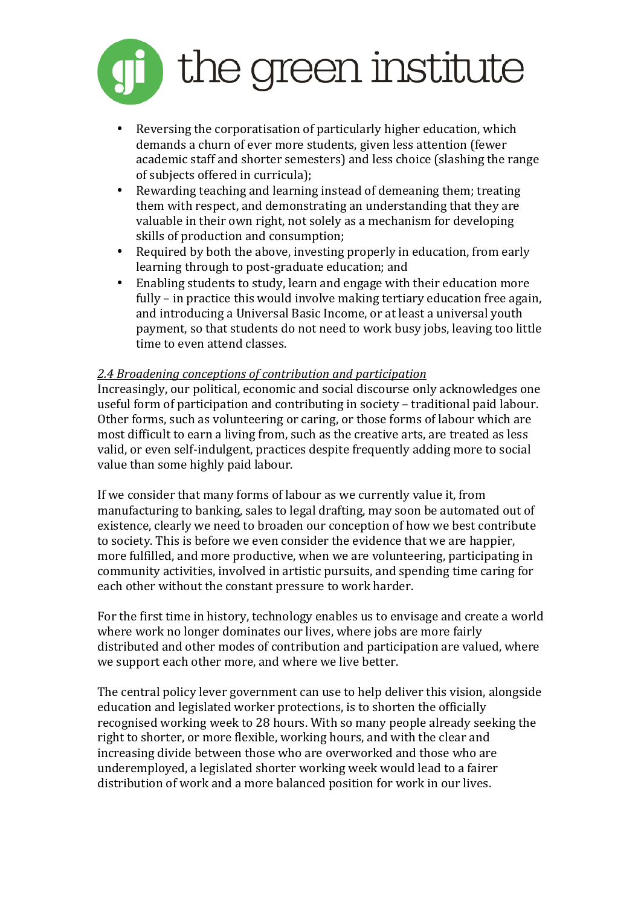- Reversing the corporatisation of particularly higher education, which demands a churn of ever more students, given less attention (fewer academic staff and shorter semesters) and less choice (slashing the range of subjects offered in curricula);
- Rewarding teaching and learning instead of demeaning them; treating them with respect, and demonstrating an understanding that they are valuable in their own right, not solely as a mechanism for developing skills of production and consumption;
- Required by both the above, investing properly in education, from early learning through to post-graduate education; and
- Enabling students to study, learn and engage with their education more fully – in practice this would involve making tertiary education free again, and introducing a Universal Basic Income, or at least a universal youth payment, so that students do not need to work busy jobs, leaving too little time to even attend classes.

### *2.4 Broadening conceptions of contribution and participation*

Increasingly, our political, economic and social discourse only acknowledges one useful form of participation and contributing in society – traditional paid labour. Other forms, such as volunteering or caring, or those forms of labour which are most difficult to earn a living from, such as the creative arts, are treated as less valid, or even self-indulgent, practices despite frequently adding more to social value than some highly paid labour.

If we consider that many forms of labour as we currently value it, from manufacturing to banking, sales to legal drafting, may soon be automated out of existence, clearly we need to broaden our conception of how we best contribute to society. This is before we even consider the evidence that we are happier, more fulfilled, and more productive, when we are volunteering, participating in community activities, involved in artistic pursuits, and spending time caring for each other without the constant pressure to work harder.

For the first time in history, technology enables us to envisage and create a world where work no longer dominates our lives, where jobs are more fairly distributed and other modes of contribution and participation are valued, where we support each other more, and where we live better.

The central policy lever government can use to help deliver this vision, alongside education and legislated worker protections, is to shorten the officially recognised working week to 28 hours. With so many people already seeking the right to shorter, or more flexible, working hours, and with the clear and increasing divide between those who are overworked and those who are underemployed, a legislated shorter working week would lead to a fairer distribution of work and a more balanced position for work in our lives.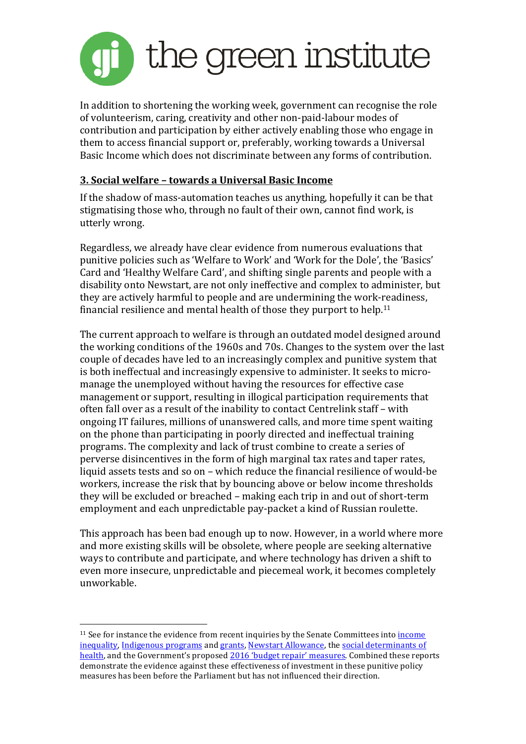In addition to shortening the working week, government can recognise the role of volunteerism, caring, creativity and other non-paid-labour modes of contribution and participation by either actively enabling those who engage in them to access financial support or, preferably, working towards a Universal Basic Income which does not discriminate between any forms of contribution.

### 3. Social welfare – towards a Universal Basic Income

If the shadow of mass-automation teaches us anything, hopefully it can be that stigmatising those who, through no fault of their own, cannot find work, is utterly wrong.

Regardless, we already have clear evidence from numerous evaluations that punitive policies such as 'Welfare to Work' and 'Work for the Dole', the 'Basics' Card and 'Healthy Welfare Card', and shifting single parents and people with a disability onto Newstart, are not only ineffective and complex to administer, but they are actively harmful to people and are undermining the work-readiness, financial resilience and mental health of those they purport to help.[11]

The current approach to welfare is through an outdated model designed around the working conditions of the 1960s and 70s. Changes to the system over the last couple of decades have led to an increasingly complex and punitive system that is both ineffectual and increasingly expensive to administer. It seeks to micro-manage the unemployed without having the resources for effective case management or support, resulting in illogical participation requirements that often fall over as a result of the inability to contact Centrelink staff – with ongoing IT failures, millions of unanswered calls, and more time spent waiting on the phone than participating in poorly directed and ineffectual training programs. The complexity and lack of trust combine to create a series of perverse disincentives in the form of high marginal tax rates and taper rates, liquid assets tests and so on – which reduce the financial resilience of would-be workers, increase the risk that by bouncing above or below income thresholds they will be excluded or breached – making each trip in and out of short-term employment and each unpredictable pay-packet a kind of Russian roulette.

This approach has been bad enough up to now. However, in a world where more and more existing skills will be obsolete, where people are seeking alternative ways to contribute and participate, and where technology has driven a shift to even more insecure, unpredictable and piecemeal work, it becomes completely unworkable.

---

[11] See for instance the evidence from recent inquiries by the Senate Committees into income inequality, Indigenous programs and grants, Newstart Allowance, the social determinants of health, and the Government's proposed 2016 'budget repair' measures. Combined these reports demonstrate the evidence against these effectiveness of investment in these punitive policy measures has been before the Parliament but has not influenced their direction.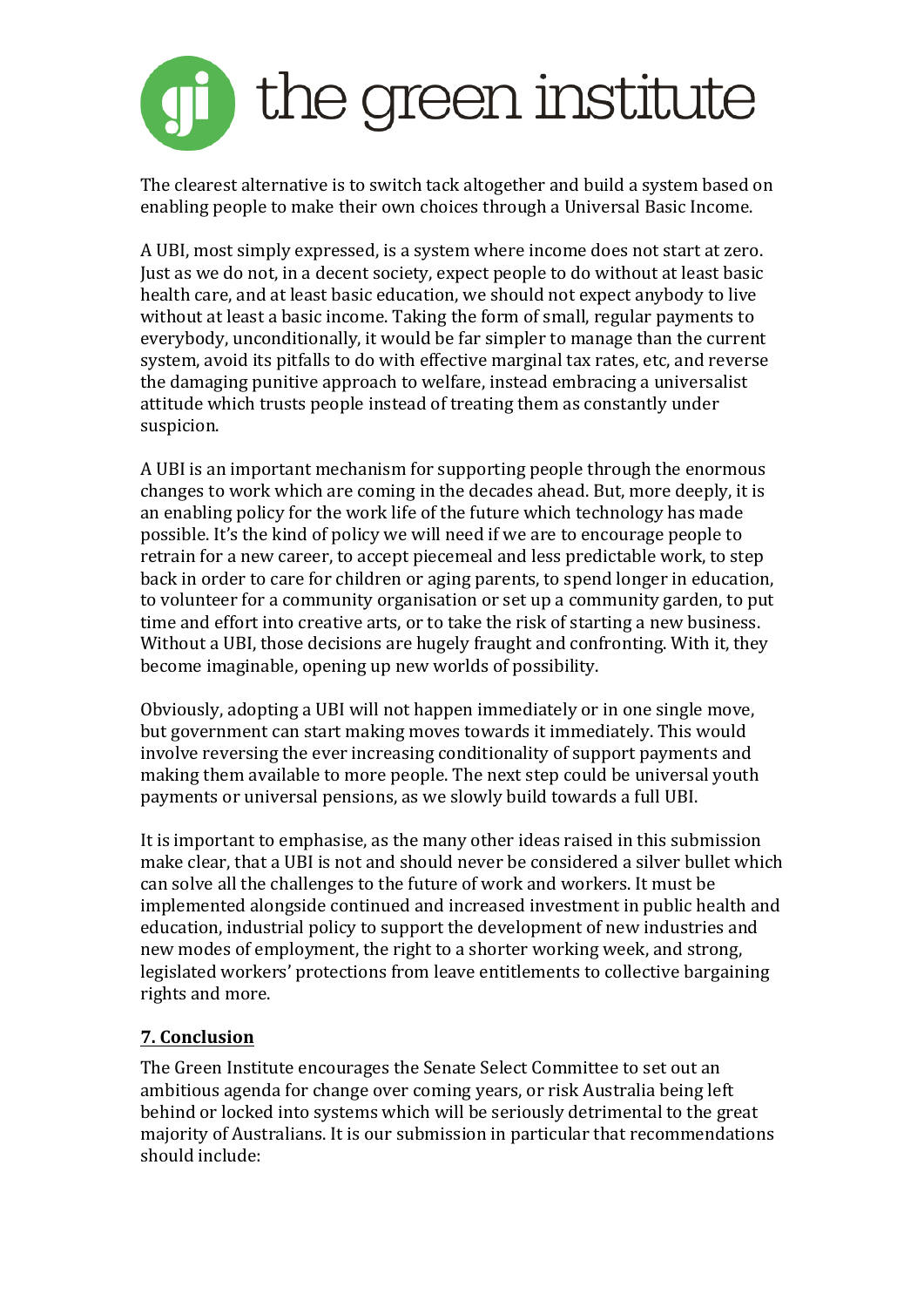The clearest alternative is to switch tack altogether and build a system based on enabling people to make their own choices through a Universal Basic Income.

A UBI, most simply expressed, is a system where income does not start at zero. Just as we do not, in a decent society, expect people to do without at least basic health care, and at least basic education, we should not expect anybody to live without at least a basic income. Taking the form of small, regular payments to everybody, unconditionally, it would be far simpler to manage than the current system, avoid its pitfalls to do with effective marginal tax rates, etc, and reverse the damaging punitive approach to welfare, instead embracing a universalist attitude which trusts people instead of treating them as constantly under suspicion.

A UBI is an important mechanism for supporting people through the enormous changes to work which are coming in the decades ahead. But, more deeply, it is an enabling policy for the work life of the future which technology has made possible. It's the kind of policy we will need if we are to encourage people to retrain for a new career, to accept piecemeal and less predictable work, to step back in order to care for children or aging parents, to spend longer in education, to volunteer for a community organisation or set up a community garden, to put time and effort into creative arts, or to take the risk of starting a new business. Without a UBI, those decisions are hugely fraught and confronting. With it, they become imaginable, opening up new worlds of possibility.

Obviously, adopting a UBI will not happen immediately or in one single move, but government can start making moves towards it immediately. This would involve reversing the ever increasing conditionality of support payments and making them available to more people. The next step could be universal youth payments or universal pensions, as we slowly build towards a full UBI.

It is important to emphasise, as the many other ideas raised in this submission make clear, that a UBI is not and should never be considered a silver bullet which can solve all the challenges to the future of work and workers. It must be implemented alongside continued and increased investment in public health and education, industrial policy to support the development of new industries and new modes of employment, the right to a shorter working week, and strong, legislated workers' protections from leave entitlements to collective bargaining rights and more.

## 7. Conclusion

The Green Institute encourages the Senate Select Committee to set out an ambitious agenda for change over coming years, or risk Australia being left behind or locked into systems which will be seriously detrimental to the great majority of Australians. It is our submission in particular that recommendations should include: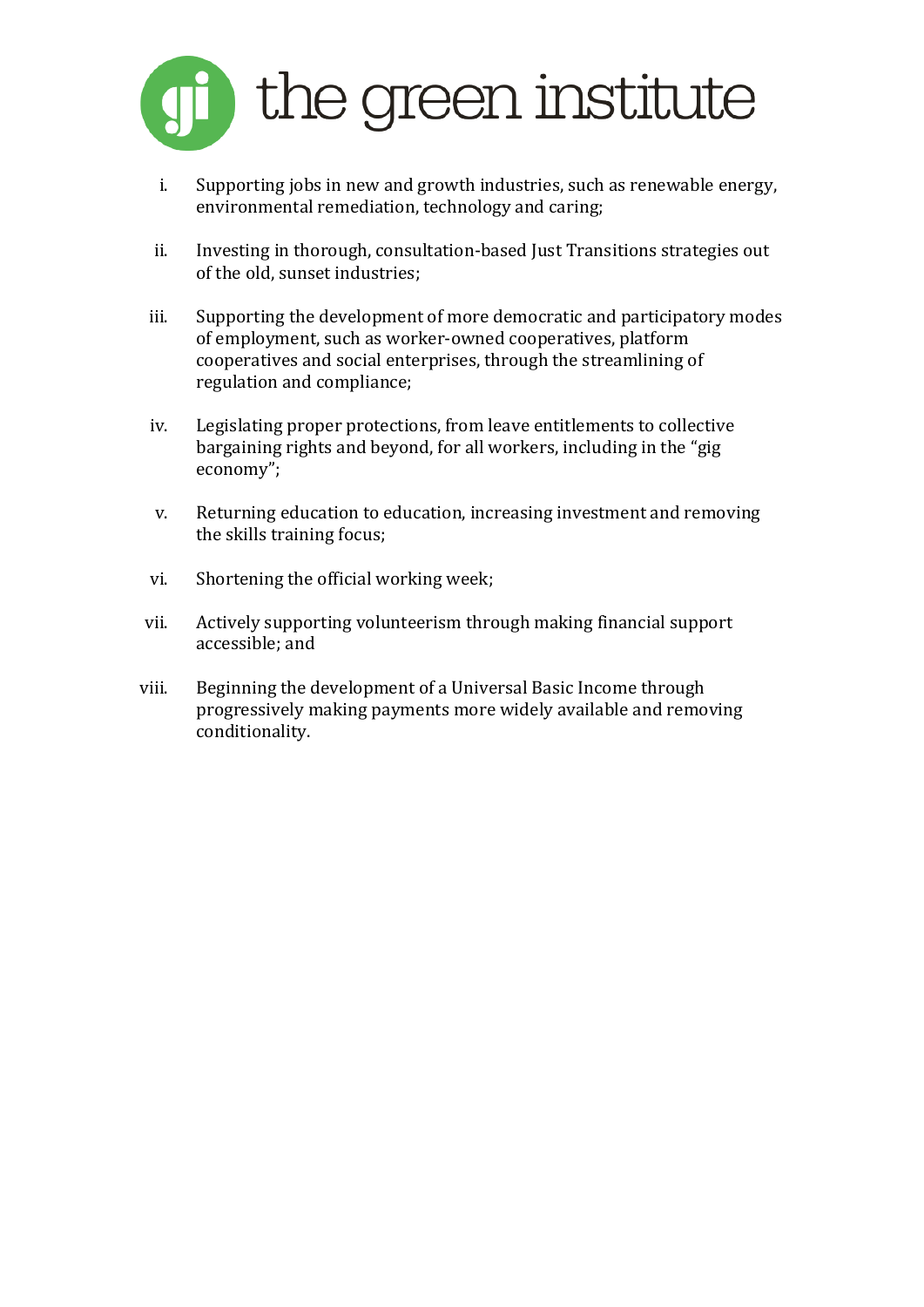i. Supporting jobs in new and growth industries, such as renewable energy, environmental remediation, technology and caring;

ii. Investing in thorough, consultation-based Just Transitions strategies out of the old, sunset industries;

iii. Supporting the development of more democratic and participatory modes of employment, such as worker-owned cooperatives, platform cooperatives and social enterprises, through the streamlining of regulation and compliance;

iv. Legislating proper protections, from leave entitlements to collective bargaining rights and beyond, for all workers, including in the "gig economy";

v. Returning education to education, increasing investment and removing the skills training focus;

vi. Shortening the official working week;

vii. Actively supporting volunteerism through making financial support accessible; and

viii. Beginning the development of a Universal Basic Income through progressively making payments more widely available and removing conditionality.